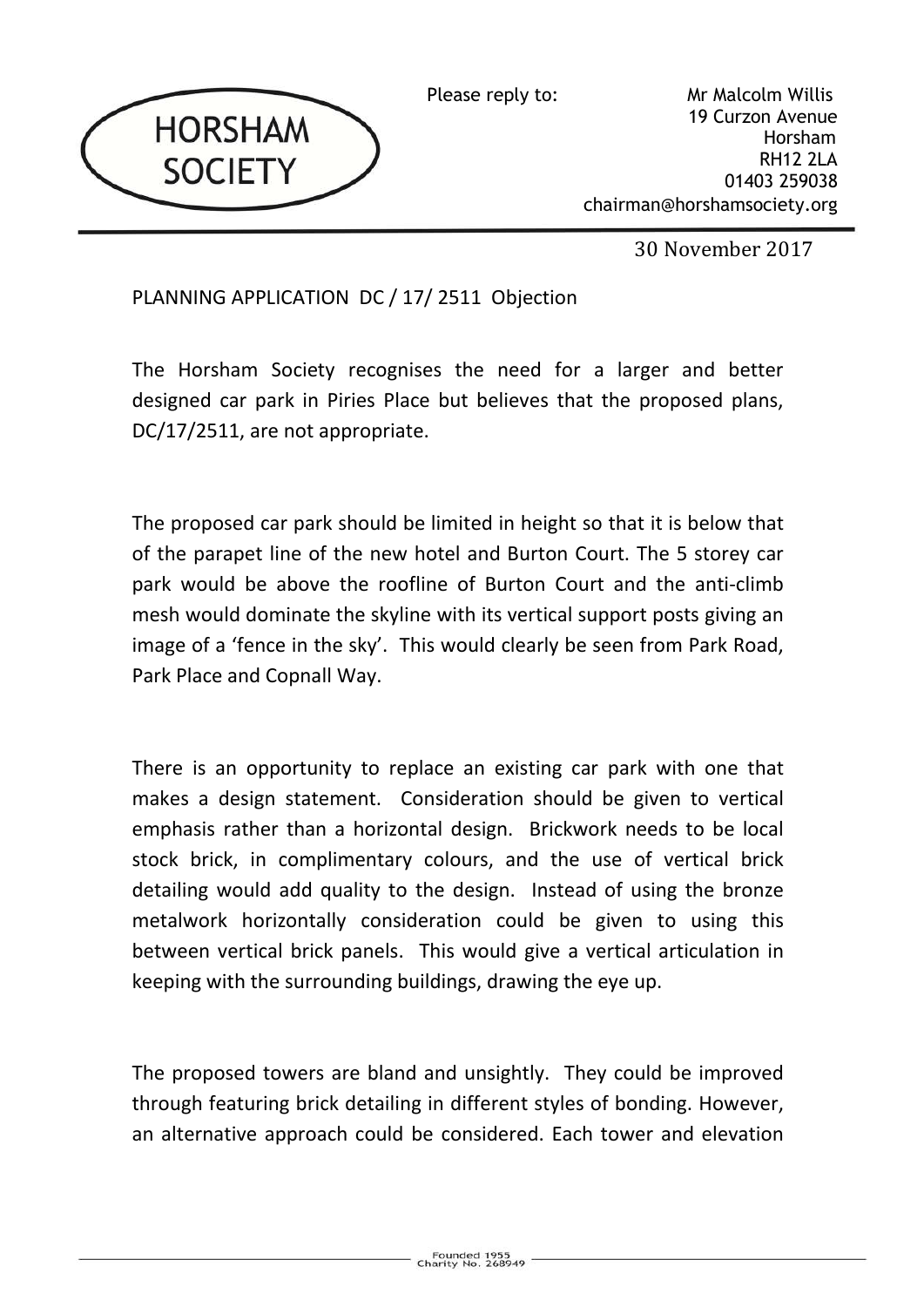HORSHAM SOCIETY

Please reply to:

Mr Malcolm Willis
19 Curzon Avenue
Horsham
RH12 2LA
01403 259038
chairman@horshamsociety.org

30 November 2017

PLANNING APPLICATION DC / 17/ 2511 Objection

The Horsham Society recognises the need for a larger and better designed car park in Piries Place but believes that the proposed plans, DC/17/2511, are not appropriate.

The proposed car park should be limited in height so that it is below that of the parapet line of the new hotel and Burton Court. The 5 storey car park would be above the roofline of Burton Court and the anti-climb mesh would dominate the skyline with its vertical support posts giving an image of a 'fence in the sky'. This would clearly be seen from Park Road, Park Place and Copnall Way.

There is an opportunity to replace an existing car park with one that makes a design statement. Consideration should be given to vertical emphasis rather than a horizontal design. Brickwork needs to be local stock brick, in complimentary colours, and the use of vertical brick detailing would add quality to the design. Instead of using the bronze metalwork horizontally consideration could be given to using this between vertical brick panels. This would give a vertical articulation in keeping with the surrounding buildings, drawing the eye up.

The proposed towers are bland and unsightly. They could be improved through featuring brick detailing in different styles of bonding. However, an alternative approach could be considered. Each tower and elevation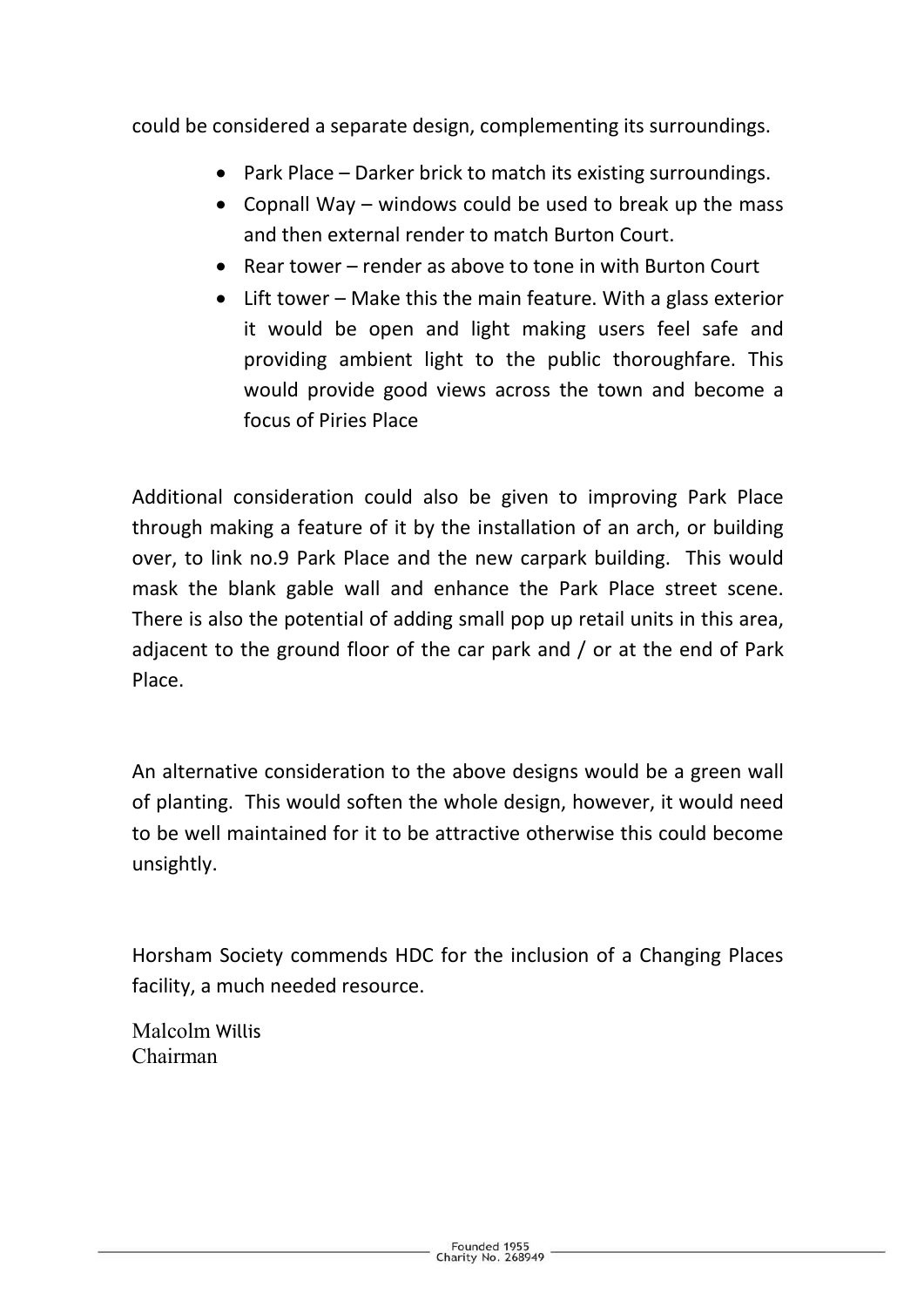could be considered a separate design, complementing its surroundings.

- Park Place – Darker brick to match its existing surroundings.
- Copnall Way – windows could be used to break up the mass and then external render to match Burton Court.
- Rear tower – render as above to tone in with Burton Court
- Lift tower – Make this the main feature. With a glass exterior it would be open and light making users feel safe and providing ambient light to the public thoroughfare. This would provide good views across the town and become a focus of Piries Place

Additional consideration could also be given to improving Park Place through making a feature of it by the installation of an arch, or building over, to link no.9 Park Place and the new carpark building. This would mask the blank gable wall and enhance the Park Place street scene. There is also the potential of adding small pop up retail units in this area, adjacent to the ground floor of the car park and / or at the end of Park Place.

An alternative consideration to the above designs would be a green wall of planting. This would soften the whole design, however, it would need to be well maintained for it to be attractive otherwise this could become unsightly.

Horsham Society commends HDC for the inclusion of a Changing Places facility, a much needed resource.

Malcolm Willis
Chairman

Founded 1955
Charity No. 268949